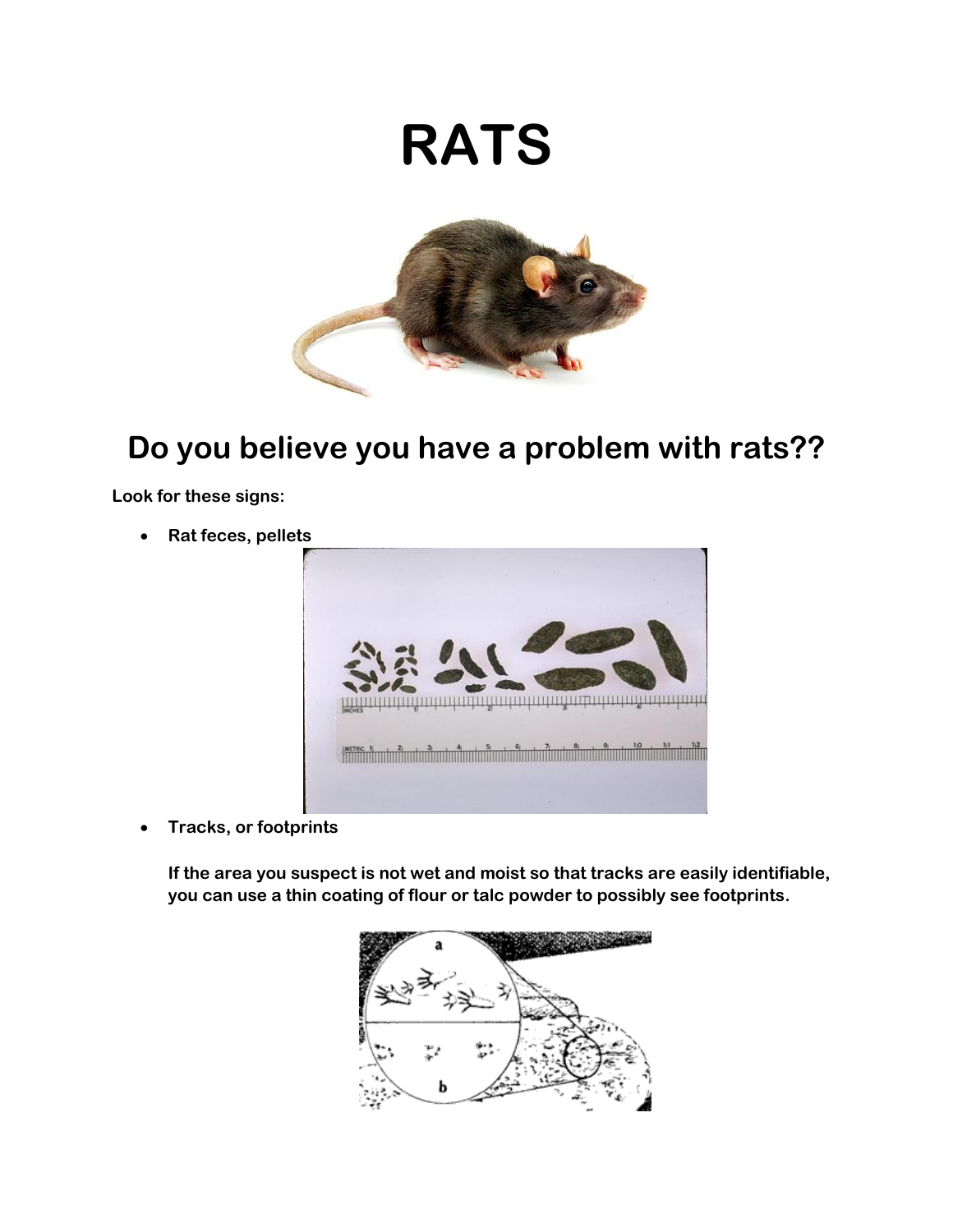# RATS

## Do you believe you have a problem with rats??

**Look for these signs:**

- **Rat feces, pellets**

- **Tracks, or footprints**

  **If the area you suspect is not wet and moist so that tracks are easily identifiable, you can use a thin coating of flour or talc powder to possibly see footprints.**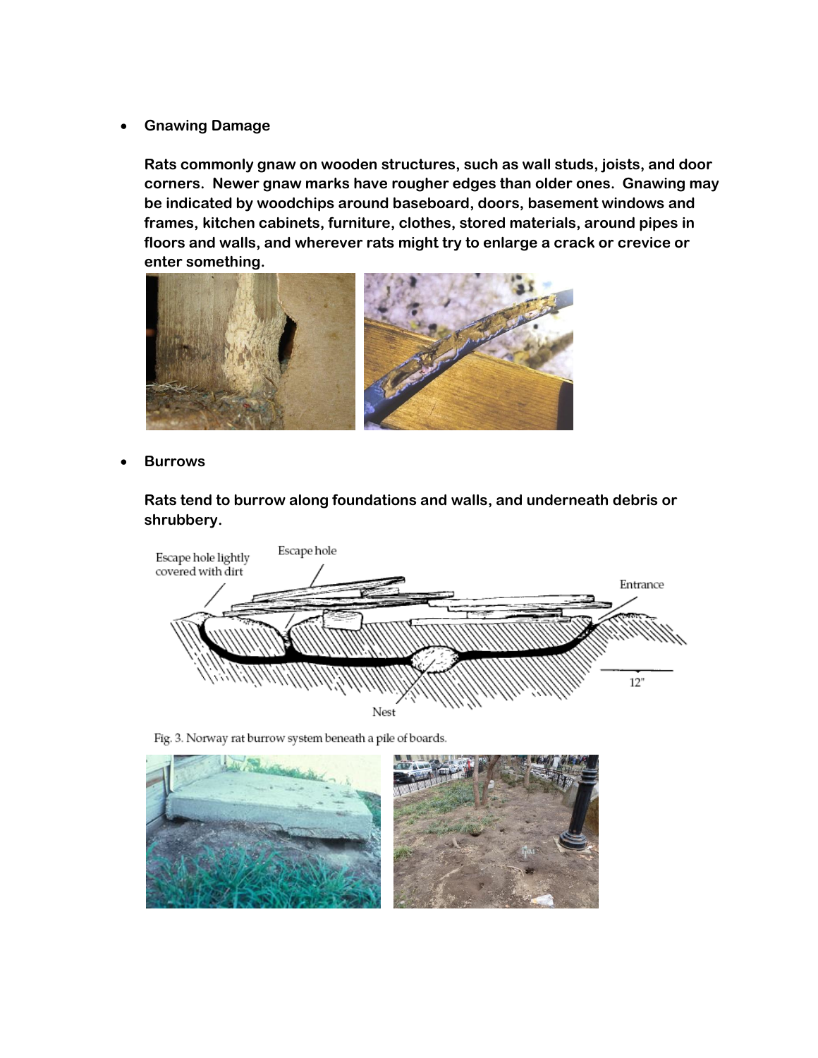- **Gnawing Damage**

  **Rats commonly gnaw on wooden structures, such as wall studs, joists, and door corners. Newer gnaw marks have rougher edges than older ones. Gnawing may be indicated by woodchips around baseboard, doors, basement windows and frames, kitchen cabinets, furniture, clothes, stored materials, around pipes in floors and walls, and wherever rats might try to enlarge a crack or crevice or enter something.**

- **Burrows**

  **Rats tend to burrow along foundations and walls, and underneath debris or shrubbery.**

Fig. 3. Norway rat burrow system beneath a pile of boards.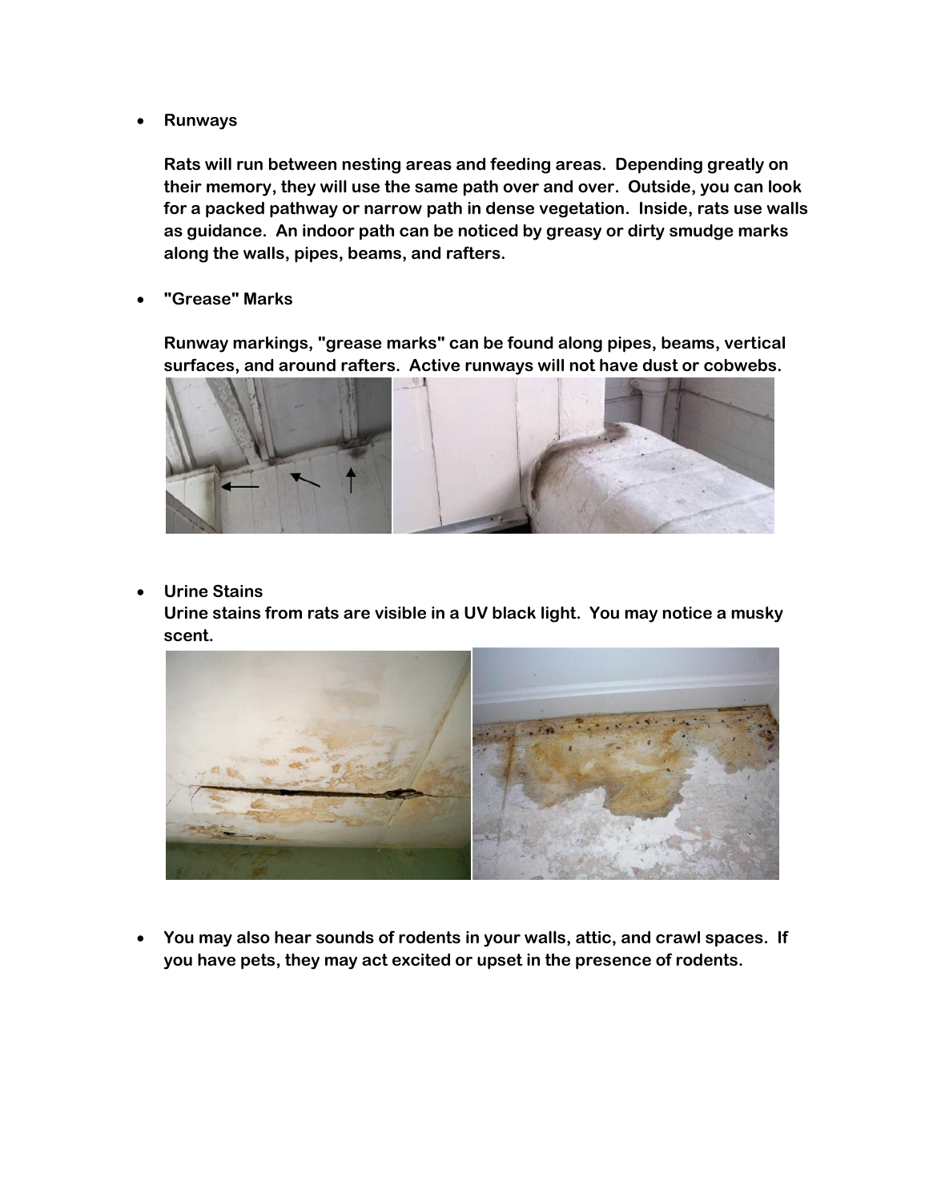- **Runways**

  **Rats will run between nesting areas and feeding areas. Depending greatly on their memory, they will use the same path over and over. Outside, you can look for a packed pathway or narrow path in dense vegetation. Inside, rats use walls as guidance. An indoor path can be noticed by greasy or dirty smudge marks along the walls, pipes, beams, and rafters.**

- **"Grease" Marks**

  **Runway markings, "grease marks" can be found along pipes, beams, vertical surfaces, and around rafters. Active runways will not have dust or cobwebs.**

- **Urine Stains**

  **Urine stains from rats are visible in a UV black light. You may notice a musky scent.**

- **You may also hear sounds of rodents in your walls, attic, and crawl spaces. If you have pets, they may act excited or upset in the presence of rodents.**